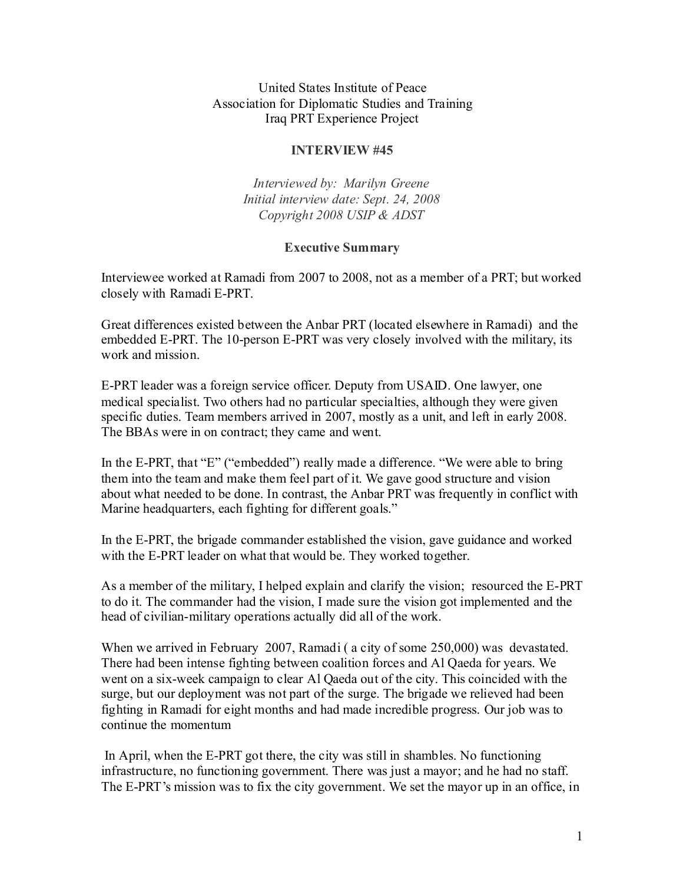United States Institute of Peace
Association for Diplomatic Studies and Training
Iraq PRT Experience Project

**INTERVIEW #45**

*Interviewed by: Marilyn Greene*
*Initial interview date: Sept. 24, 2008*
*Copyright 2008 USIP & ADST*

**Executive Summary**

Interviewee worked at Ramadi from 2007 to 2008, not as a member of a PRT; but worked closely with Ramadi E-PRT.

Great differences existed between the Anbar PRT (located elsewhere in Ramadi) and the embedded E-PRT. The 10-person E-PRT was very closely involved with the military, its work and mission.

E-PRT leader was a foreign service officer. Deputy from USAID. One lawyer, one medical specialist. Two others had no particular specialties, although they were given specific duties. Team members arrived in 2007, mostly as a unit, and left in early 2008. The BBAs were in on contract; they came and went.

In the E-PRT, that "E" ("embedded") really made a difference. "We were able to bring them into the team and make them feel part of it. We gave good structure and vision about what needed to be done. In contrast, the Anbar PRT was frequently in conflict with Marine headquarters, each fighting for different goals."

In the E-PRT, the brigade commander established the vision, gave guidance and worked with the E-PRT leader on what that would be. They worked together.

As a member of the military, I helped explain and clarify the vision; resourced the E-PRT to do it. The commander had the vision, I made sure the vision got implemented and the head of civilian-military operations actually did all of the work.

When we arrived in February 2007, Ramadi ( a city of some 250,000) was devastated. There had been intense fighting between coalition forces and Al Qaeda for years. We went on a six-week campaign to clear Al Qaeda out of the city. This coincided with the surge, but our deployment was not part of the surge. The brigade we relieved had been fighting in Ramadi for eight months and had made incredible progress. Our job was to continue the momentum

In April, when the E-PRT got there, the city was still in shambles. No functioning infrastructure, no functioning government. There was just a mayor; and he had no staff. The E-PRT's mission was to fix the city government. We set the mayor up in an office, in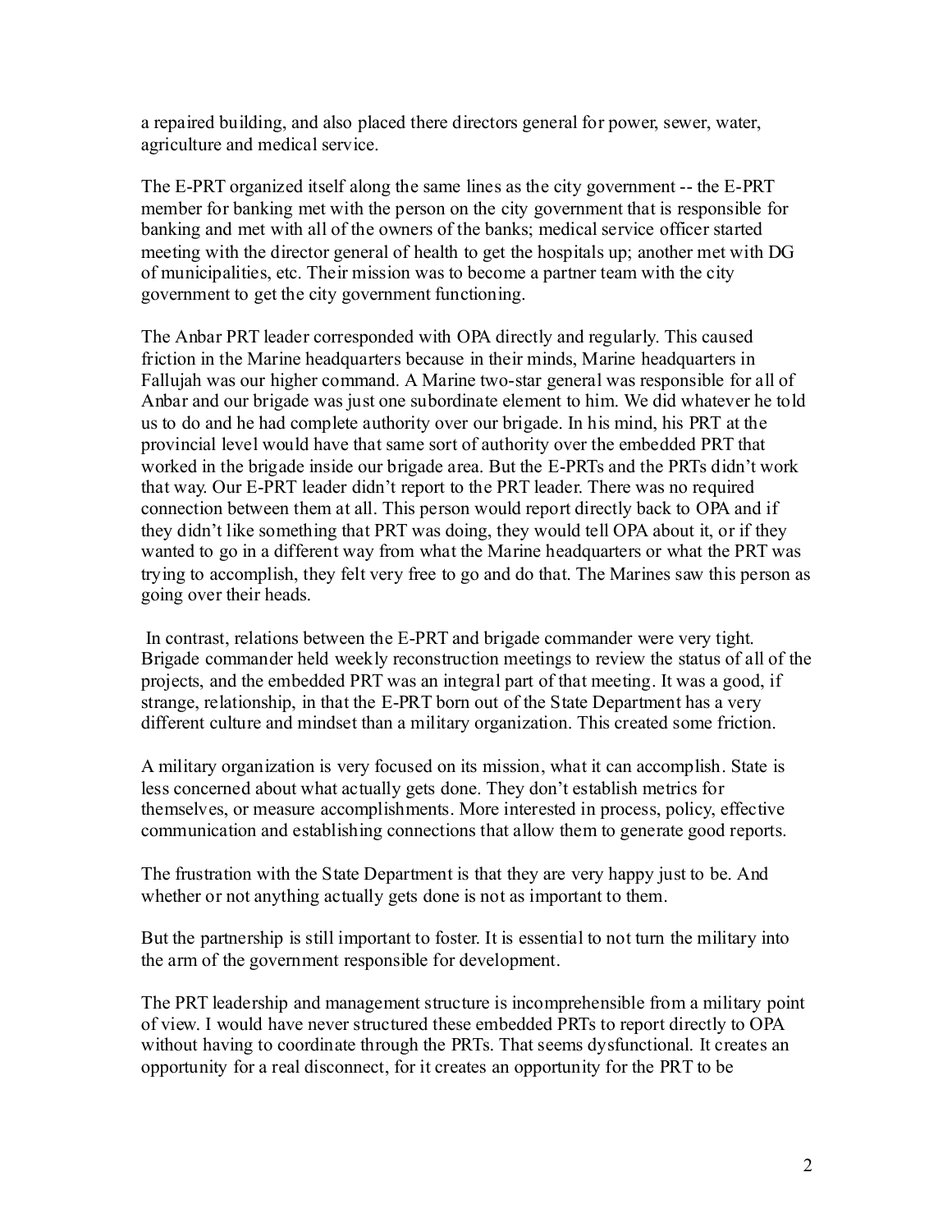a repaired building, and also placed there directors general for power, sewer, water, agriculture and medical service.

The E-PRT organized itself along the same lines as the city government -- the E-PRT member for banking met with the person on the city government that is responsible for banking and met with all of the owners of the banks; medical service officer started meeting with the director general of health to get the hospitals up; another met with DG of municipalities, etc. Their mission was to become a partner team with the city government to get the city government functioning.

The Anbar PRT leader corresponded with OPA directly and regularly. This caused friction in the Marine headquarters because in their minds, Marine headquarters in Fallujah was our higher command. A Marine two-star general was responsible for all of Anbar and our brigade was just one subordinate element to him. We did whatever he told us to do and he had complete authority over our brigade. In his mind, his PRT at the provincial level would have that same sort of authority over the embedded PRT that worked in the brigade inside our brigade area. But the E-PRTs and the PRTs didn't work that way. Our E-PRT leader didn't report to the PRT leader. There was no required connection between them at all. This person would report directly back to OPA and if they didn't like something that PRT was doing, they would tell OPA about it, or if they wanted to go in a different way from what the Marine headquarters or what the PRT was trying to accomplish, they felt very free to go and do that. The Marines saw this person as going over their heads.

In contrast, relations between the E-PRT and brigade commander were very tight. Brigade commander held weekly reconstruction meetings to review the status of all of the projects, and the embedded PRT was an integral part of that meeting. It was a good, if strange, relationship, in that the E-PRT born out of the State Department has a very different culture and mindset than a military organization. This created some friction.

A military organization is very focused on its mission, what it can accomplish. State is less concerned about what actually gets done. They don't establish metrics for themselves, or measure accomplishments. More interested in process, policy, effective communication and establishing connections that allow them to generate good reports.

The frustration with the State Department is that they are very happy just to be. And whether or not anything actually gets done is not as important to them.

But the partnership is still important to foster. It is essential to not turn the military into the arm of the government responsible for development.

The PRT leadership and management structure is incomprehensible from a military point of view. I would have never structured these embedded PRTs to report directly to OPA without having to coordinate through the PRTs. That seems dysfunctional. It creates an opportunity for a real disconnect, for it creates an opportunity for the PRT to be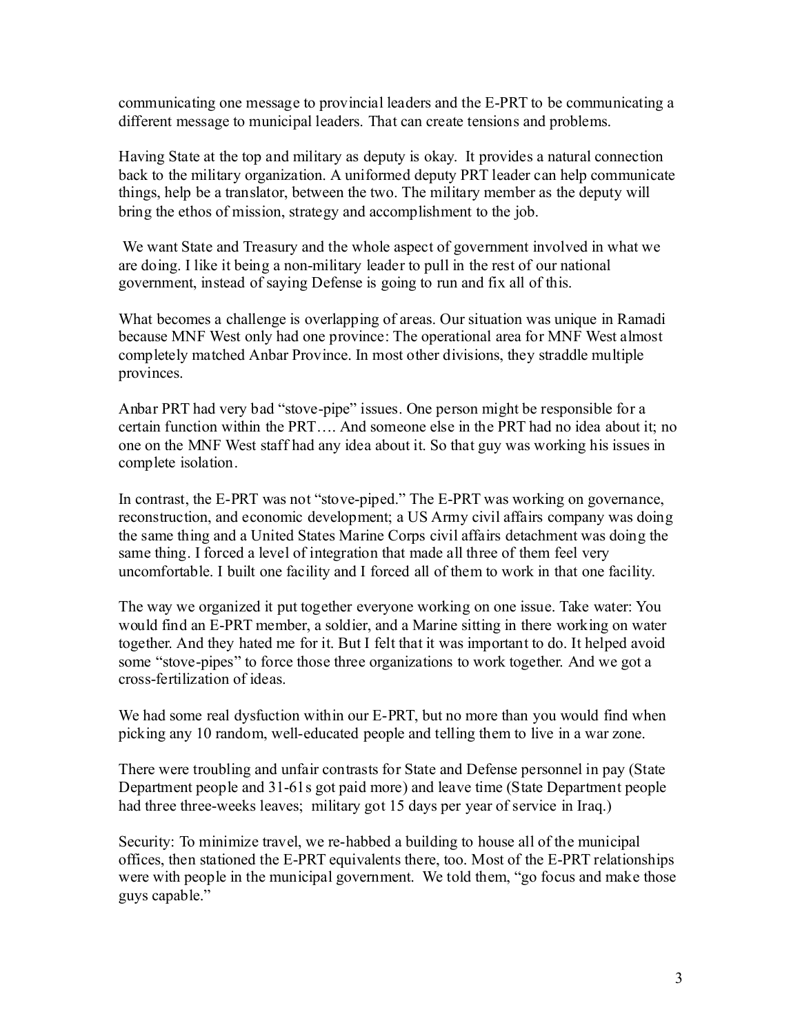communicating one message to provincial leaders and the E-PRT to be communicating a different message to municipal leaders. That can create tensions and problems.

Having State at the top and military as deputy is okay. It provides a natural connection back to the military organization. A uniformed deputy PRT leader can help communicate things, help be a translator, between the two. The military member as the deputy will bring the ethos of mission, strategy and accomplishment to the job.

We want State and Treasury and the whole aspect of government involved in what we are doing. I like it being a non-military leader to pull in the rest of our national government, instead of saying Defense is going to run and fix all of this.

What becomes a challenge is overlapping of areas. Our situation was unique in Ramadi because MNF West only had one province: The operational area for MNF West almost completely matched Anbar Province. In most other divisions, they straddle multiple provinces.

Anbar PRT had very bad "stove-pipe" issues. One person might be responsible for a certain function within the PRT…. And someone else in the PRT had no idea about it; no one on the MNF West staff had any idea about it. So that guy was working his issues in complete isolation.

In contrast, the E-PRT was not "stove-piped." The E-PRT was working on governance, reconstruction, and economic development; a US Army civil affairs company was doing the same thing and a United States Marine Corps civil affairs detachment was doing the same thing. I forced a level of integration that made all three of them feel very uncomfortable. I built one facility and I forced all of them to work in that one facility.

The way we organized it put together everyone working on one issue. Take water: You would find an E-PRT member, a soldier, and a Marine sitting in there working on water together. And they hated me for it. But I felt that it was important to do. It helped avoid some "stove-pipes" to force those three organizations to work together. And we got a cross-fertilization of ideas.

We had some real dysfuction within our E-PRT, but no more than you would find when picking any 10 random, well-educated people and telling them to live in a war zone.

There were troubling and unfair contrasts for State and Defense personnel in pay (State Department people and 31-61s got paid more) and leave time (State Department people had three three-weeks leaves; military got 15 days per year of service in Iraq.)

Security: To minimize travel, we re-habbed a building to house all of the municipal offices, then stationed the E-PRT equivalents there, too. Most of the E-PRT relationships were with people in the municipal government. We told them, "go focus and make those guys capable."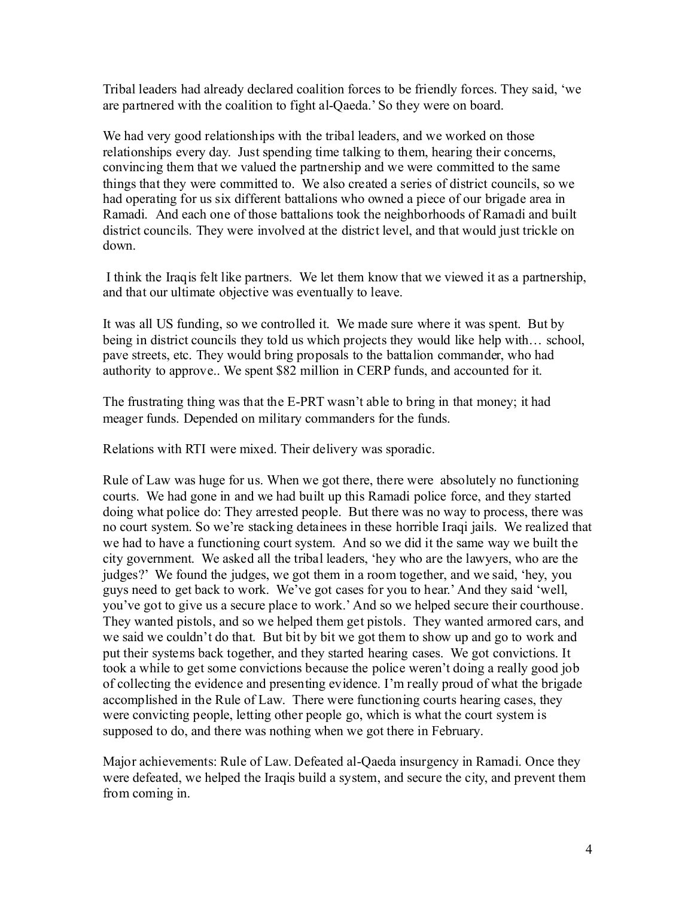Tribal leaders had already declared coalition forces to be friendly forces. They said, 'we are partnered with the coalition to fight al-Qaeda.' So they were on board.

We had very good relationships with the tribal leaders, and we worked on those relationships every day. Just spending time talking to them, hearing their concerns, convincing them that we valued the partnership and we were committed to the same things that they were committed to. We also created a series of district councils, so we had operating for us six different battalions who owned a piece of our brigade area in Ramadi. And each one of those battalions took the neighborhoods of Ramadi and built district councils. They were involved at the district level, and that would just trickle on down.

I think the Iraqis felt like partners. We let them know that we viewed it as a partnership, and that our ultimate objective was eventually to leave.

It was all US funding, so we controlled it. We made sure where it was spent. But by being in district councils they told us which projects they would like help with… school, pave streets, etc. They would bring proposals to the battalion commander, who had authority to approve.. We spent $82 million in CERP funds, and accounted for it.

The frustrating thing was that the E-PRT wasn't able to bring in that money; it had meager funds. Depended on military commanders for the funds.

Relations with RTI were mixed. Their delivery was sporadic.

Rule of Law was huge for us. When we got there, there were absolutely no functioning courts. We had gone in and we had built up this Ramadi police force, and they started doing what police do: They arrested people. But there was no way to process, there was no court system. So we're stacking detainees in these horrible Iraqi jails. We realized that we had to have a functioning court system. And so we did it the same way we built the city government. We asked all the tribal leaders, 'hey who are the lawyers, who are the judges?' We found the judges, we got them in a room together, and we said, 'hey, you guys need to get back to work. We've got cases for you to hear.' And they said 'well, you've got to give us a secure place to work.' And so we helped secure their courthouse. They wanted pistols, and so we helped them get pistols. They wanted armored cars, and we said we couldn't do that. But bit by bit we got them to show up and go to work and put their systems back together, and they started hearing cases. We got convictions. It took a while to get some convictions because the police weren't doing a really good job of collecting the evidence and presenting evidence. I'm really proud of what the brigade accomplished in the Rule of Law. There were functioning courts hearing cases, they were convicting people, letting other people go, which is what the court system is supposed to do, and there was nothing when we got there in February.

Major achievements: Rule of Law. Defeated al-Qaeda insurgency in Ramadi. Once they were defeated, we helped the Iraqis build a system, and secure the city, and prevent them from coming in.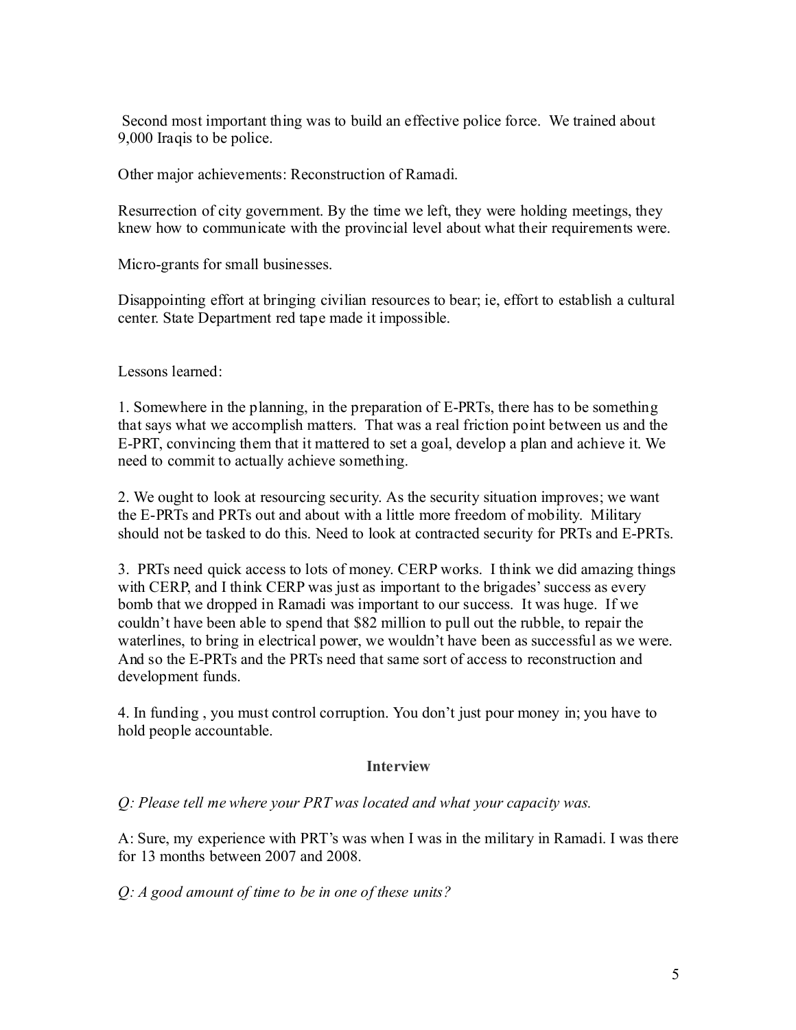Second most important thing was to build an effective police force. We trained about 9,000 Iraqis to be police.

Other major achievements: Reconstruction of Ramadi.

Resurrection of city government. By the time we left, they were holding meetings, they knew how to communicate with the provincial level about what their requirements were.

Micro-grants for small businesses.

Disappointing effort at bringing civilian resources to bear; ie, effort to establish a cultural center. State Department red tape made it impossible.

Lessons learned:

1. Somewhere in the planning, in the preparation of E-PRTs, there has to be something that says what we accomplish matters. That was a real friction point between us and the E-PRT, convincing them that it mattered to set a goal, develop a plan and achieve it. We need to commit to actually achieve something.

2. We ought to look at resourcing security. As the security situation improves; we want the E-PRTs and PRTs out and about with a little more freedom of mobility. Military should not be tasked to do this. Need to look at contracted security for PRTs and E-PRTs.

3. PRTs need quick access to lots of money. CERP works. I think we did amazing things with CERP, and I think CERP was just as important to the brigades' success as every bomb that we dropped in Ramadi was important to our success. It was huge. If we couldn't have been able to spend that $82 million to pull out the rubble, to repair the waterlines, to bring in electrical power, we wouldn't have been as successful as we were. And so the E-PRTs and the PRTs need that same sort of access to reconstruction and development funds.

4. In funding , you must control corruption. You don't just pour money in; you have to hold people accountable.

### Interview

*Q: Please tell me where your PRT was located and what your capacity was.*

A: Sure, my experience with PRT's was when I was in the military in Ramadi. I was there for 13 months between 2007 and 2008.

*Q: A good amount of time to be in one of these units?*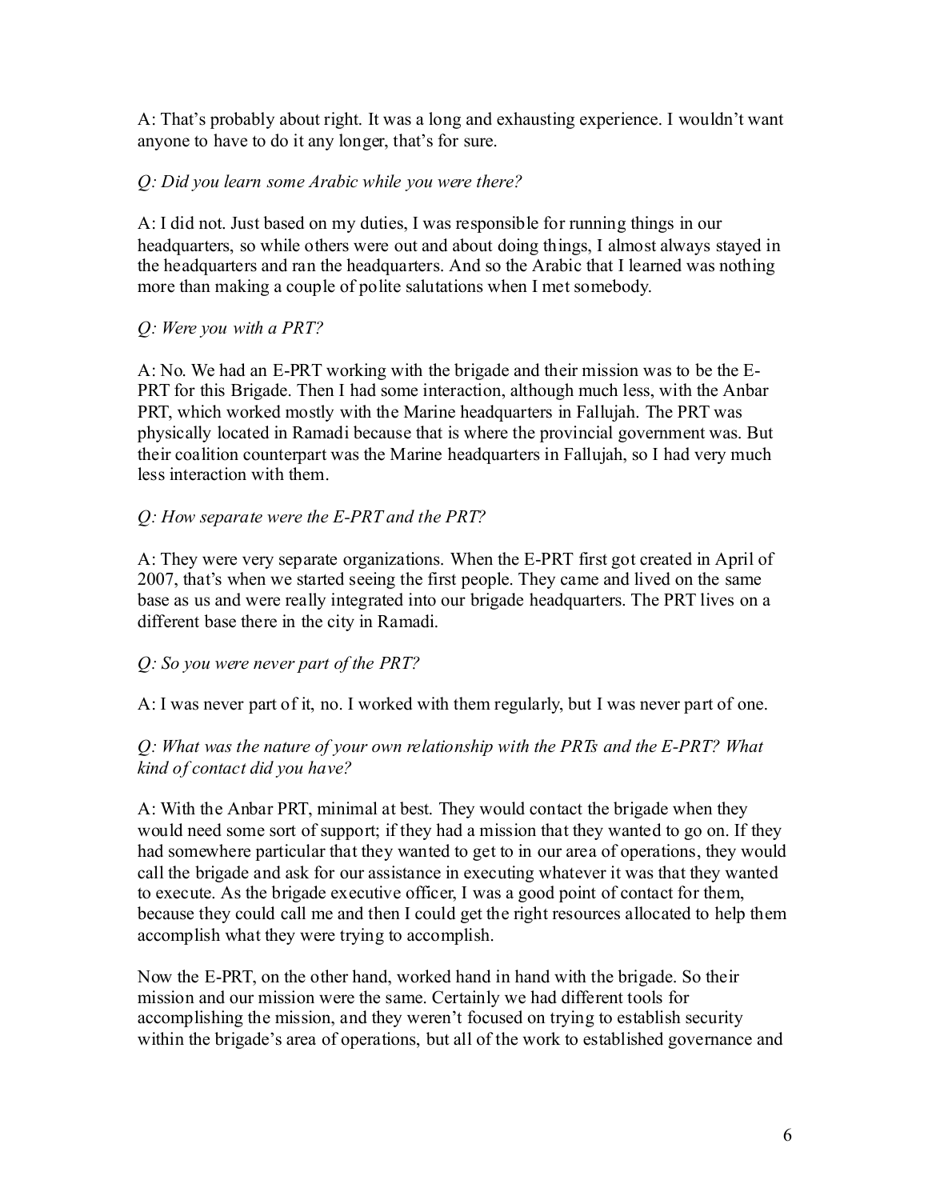A: That's probably about right. It was a long and exhausting experience. I wouldn't want anyone to have to do it any longer, that's for sure.

*Q: Did you learn some Arabic while you were there?*

A: I did not. Just based on my duties, I was responsible for running things in our headquarters, so while others were out and about doing things, I almost always stayed in the headquarters and ran the headquarters. And so the Arabic that I learned was nothing more than making a couple of polite salutations when I met somebody.

*Q: Were you with a PRT?*

A: No. We had an E-PRT working with the brigade and their mission was to be the E-PRT for this Brigade. Then I had some interaction, although much less, with the Anbar PRT, which worked mostly with the Marine headquarters in Fallujah. The PRT was physically located in Ramadi because that is where the provincial government was. But their coalition counterpart was the Marine headquarters in Fallujah, so I had very much less interaction with them.

*Q: How separate were the E-PRT and the PRT?*

A: They were very separate organizations. When the E-PRT first got created in April of 2007, that's when we started seeing the first people. They came and lived on the same base as us and were really integrated into our brigade headquarters. The PRT lives on a different base there in the city in Ramadi.

*Q: So you were never part of the PRT?*

A: I was never part of it, no. I worked with them regularly, but I was never part of one.

*Q: What was the nature of your own relationship with the PRTs and the E-PRT? What kind of contact did you have?*

A: With the Anbar PRT, minimal at best. They would contact the brigade when they would need some sort of support; if they had a mission that they wanted to go on. If they had somewhere particular that they wanted to get to in our area of operations, they would call the brigade and ask for our assistance in executing whatever it was that they wanted to execute. As the brigade executive officer, I was a good point of contact for them, because they could call me and then I could get the right resources allocated to help them accomplish what they were trying to accomplish.

Now the E-PRT, on the other hand, worked hand in hand with the brigade. So their mission and our mission were the same. Certainly we had different tools for accomplishing the mission, and they weren't focused on trying to establish security within the brigade's area of operations, but all of the work to established governance and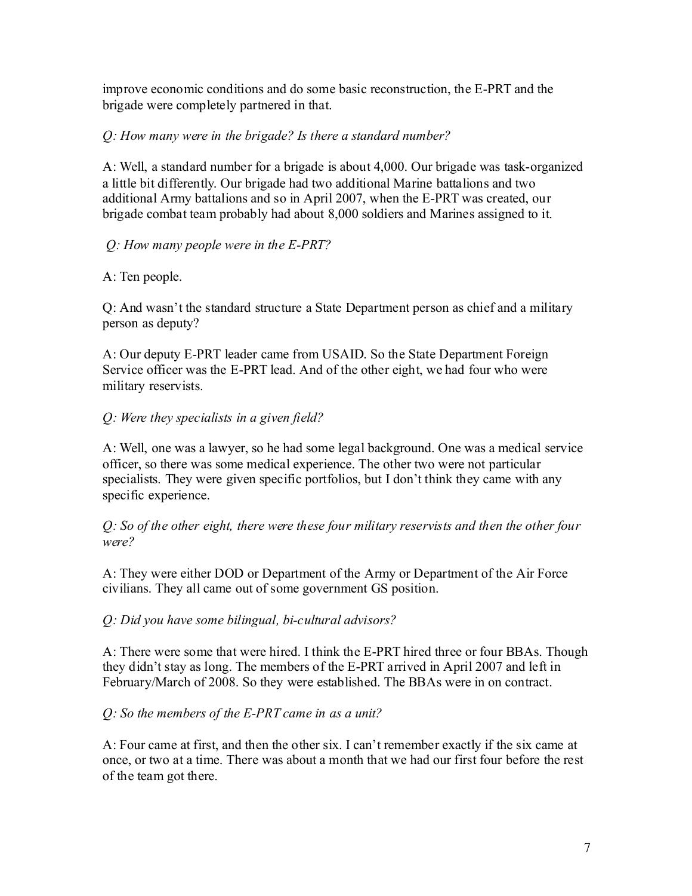improve economic conditions and do some basic reconstruction, the E-PRT and the brigade were completely partnered in that.

*Q: How many were in the brigade? Is there a standard number?*

A: Well, a standard number for a brigade is about 4,000. Our brigade was task-organized a little bit differently. Our brigade had two additional Marine battalions and two additional Army battalions and so in April 2007, when the E-PRT was created, our brigade combat team probably had about 8,000 soldiers and Marines assigned to it.

*Q: How many people were in the E-PRT?*

A: Ten people.

Q: And wasn't the standard structure a State Department person as chief and a military person as deputy?

A: Our deputy E-PRT leader came from USAID. So the State Department Foreign Service officer was the E-PRT lead. And of the other eight, we had four who were military reservists.

*Q: Were they specialists in a given field?*

A: Well, one was a lawyer, so he had some legal background. One was a medical service officer, so there was some medical experience. The other two were not particular specialists. They were given specific portfolios, but I don't think they came with any specific experience.

*Q: So of the other eight, there were these four military reservists and then the other four were?*

A: They were either DOD or Department of the Army or Department of the Air Force civilians. They all came out of some government GS position.

*Q: Did you have some bilingual, bi-cultural advisors?*

A: There were some that were hired. I think the E-PRT hired three or four BBAs. Though they didn't stay as long. The members of the E-PRT arrived in April 2007 and left in February/March of 2008. So they were established. The BBAs were in on contract.

*Q: So the members of the E-PRT came in as a unit?*

A: Four came at first, and then the other six. I can't remember exactly if the six came at once, or two at a time. There was about a month that we had our first four before the rest of the team got there.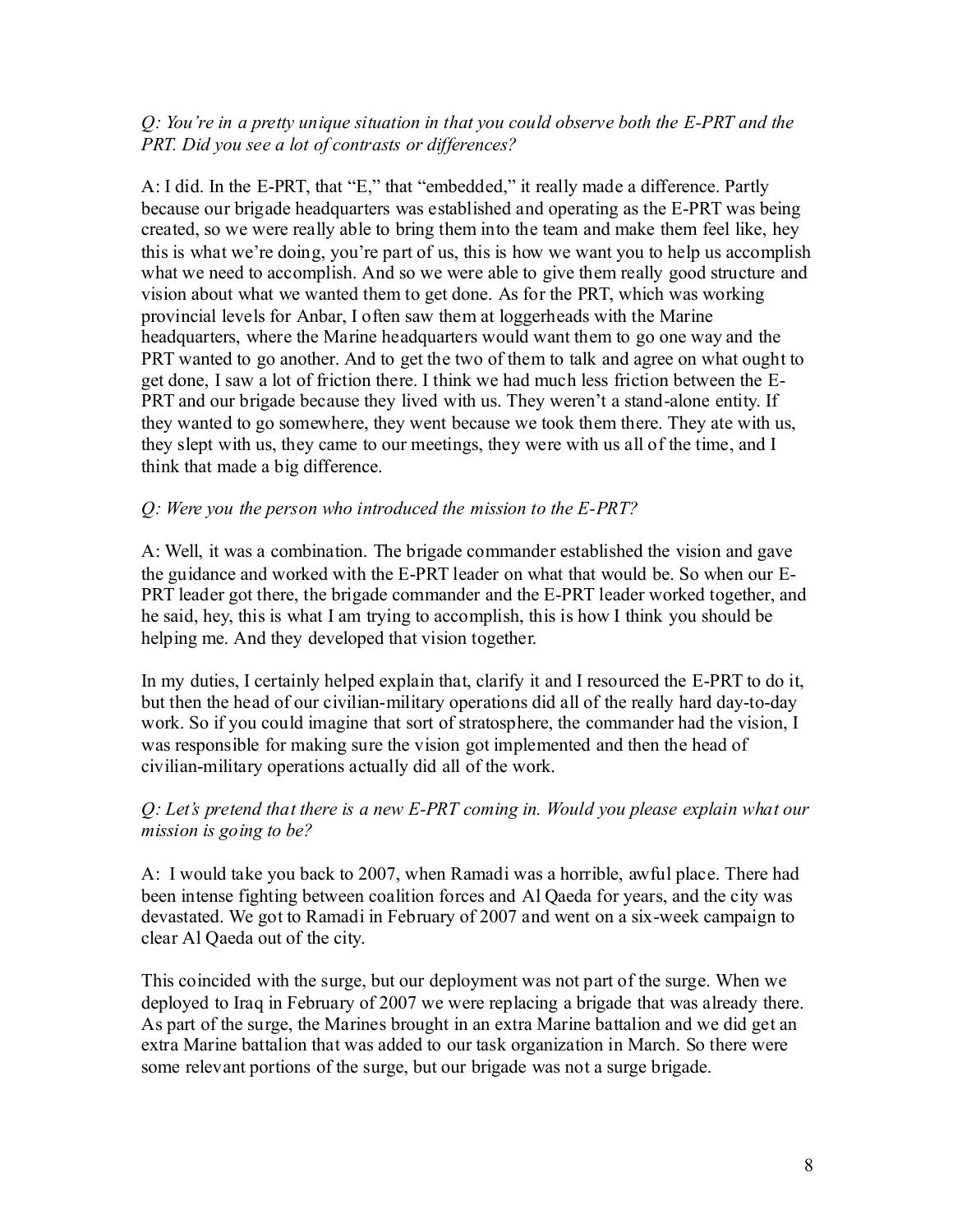*Q: You're in a pretty unique situation in that you could observe both the E-PRT and the PRT. Did you see a lot of contrasts or differences?*

A: I did. In the E-PRT, that "E," that "embedded," it really made a difference. Partly because our brigade headquarters was established and operating as the E-PRT was being created, so we were really able to bring them into the team and make them feel like, hey this is what we're doing, you're part of us, this is how we want you to help us accomplish what we need to accomplish. And so we were able to give them really good structure and vision about what we wanted them to get done. As for the PRT, which was working provincial levels for Anbar, I often saw them at loggerheads with the Marine headquarters, where the Marine headquarters would want them to go one way and the PRT wanted to go another. And to get the two of them to talk and agree on what ought to get done, I saw a lot of friction there. I think we had much less friction between the E-PRT and our brigade because they lived with us. They weren't a stand-alone entity. If they wanted to go somewhere, they went because we took them there. They ate with us, they slept with us, they came to our meetings, they were with us all of the time, and I think that made a big difference.

*Q: Were you the person who introduced the mission to the E-PRT?*

A: Well, it was a combination. The brigade commander established the vision and gave the guidance and worked with the E-PRT leader on what that would be. So when our E-PRT leader got there, the brigade commander and the E-PRT leader worked together, and he said, hey, this is what I am trying to accomplish, this is how I think you should be helping me. And they developed that vision together.

In my duties, I certainly helped explain that, clarify it and I resourced the E-PRT to do it, but then the head of our civilian-military operations did all of the really hard day-to-day work. So if you could imagine that sort of stratosphere, the commander had the vision, I was responsible for making sure the vision got implemented and then the head of civilian-military operations actually did all of the work.

*Q: Let's pretend that there is a new E-PRT coming in. Would you please explain what our mission is going to be?*

A: I would take you back to 2007, when Ramadi was a horrible, awful place. There had been intense fighting between coalition forces and Al Qaeda for years, and the city was devastated. We got to Ramadi in February of 2007 and went on a six-week campaign to clear Al Qaeda out of the city.

This coincided with the surge, but our deployment was not part of the surge. When we deployed to Iraq in February of 2007 we were replacing a brigade that was already there. As part of the surge, the Marines brought in an extra Marine battalion and we did get an extra Marine battalion that was added to our task organization in March. So there were some relevant portions of the surge, but our brigade was not a surge brigade.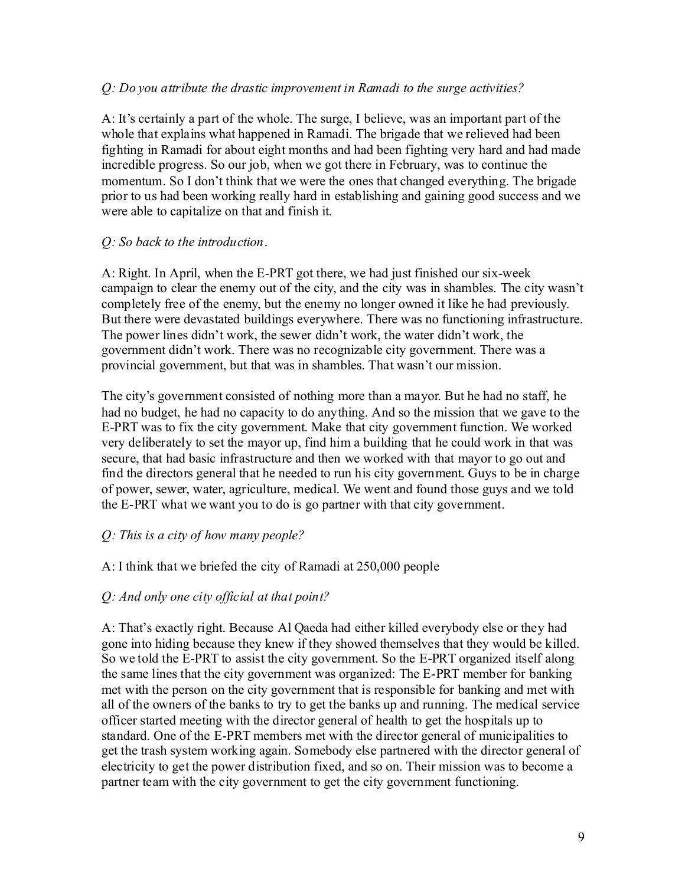*Q: Do you attribute the drastic improvement in Ramadi to the surge activities?*

A: It's certainly a part of the whole. The surge, I believe, was an important part of the whole that explains what happened in Ramadi. The brigade that we relieved had been fighting in Ramadi for about eight months and had been fighting very hard and had made incredible progress. So our job, when we got there in February, was to continue the momentum. So I don't think that we were the ones that changed everything. The brigade prior to us had been working really hard in establishing and gaining good success and we were able to capitalize on that and finish it.

*Q: So back to the introduction.*

A: Right. In April, when the E-PRT got there, we had just finished our six-week campaign to clear the enemy out of the city, and the city was in shambles. The city wasn't completely free of the enemy, but the enemy no longer owned it like he had previously. But there were devastated buildings everywhere. There was no functioning infrastructure. The power lines didn't work, the sewer didn't work, the water didn't work, the government didn't work. There was no recognizable city government. There was a provincial government, but that was in shambles. That wasn't our mission.

The city's government consisted of nothing more than a mayor. But he had no staff, he had no budget, he had no capacity to do anything. And so the mission that we gave to the E-PRT was to fix the city government. Make that city government function. We worked very deliberately to set the mayor up, find him a building that he could work in that was secure, that had basic infrastructure and then we worked with that mayor to go out and find the directors general that he needed to run his city government. Guys to be in charge of power, sewer, water, agriculture, medical. We went and found those guys and we told the E-PRT what we want you to do is go partner with that city government.

*Q: This is a city of how many people?*

A: I think that we briefed the city of Ramadi at 250,000 people

*Q: And only one city official at that point?*

A: That's exactly right. Because Al Qaeda had either killed everybody else or they had gone into hiding because they knew if they showed themselves that they would be killed. So we told the E-PRT to assist the city government. So the E-PRT organized itself along the same lines that the city government was organized: The E-PRT member for banking met with the person on the city government that is responsible for banking and met with all of the owners of the banks to try to get the banks up and running. The medical service officer started meeting with the director general of health to get the hospitals up to standard. One of the E-PRT members met with the director general of municipalities to get the trash system working again. Somebody else partnered with the director general of electricity to get the power distribution fixed, and so on. Their mission was to become a partner team with the city government to get the city government functioning.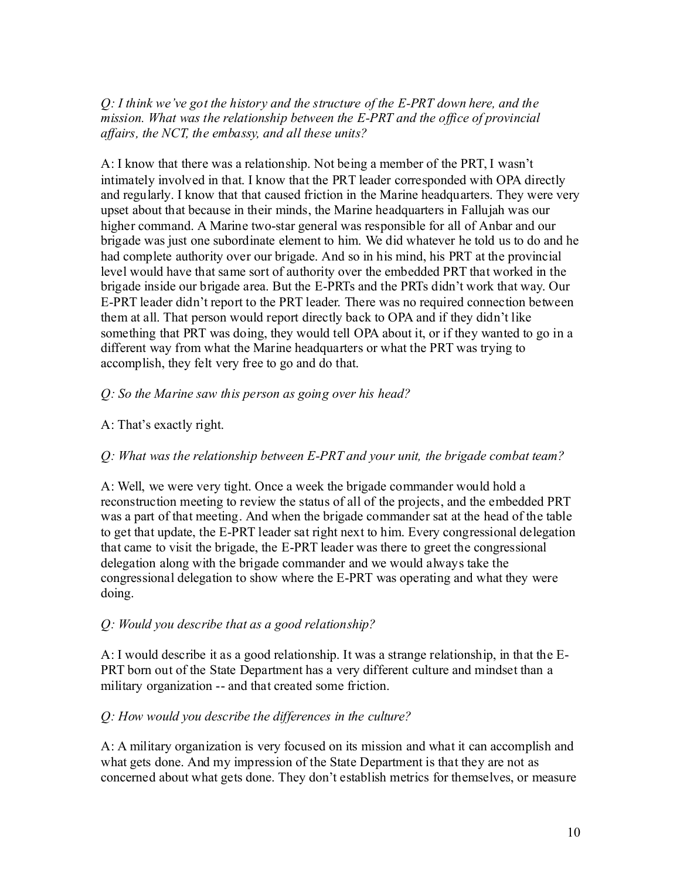*Q: I think we've got the history and the structure of the E-PRT down here, and the mission. What was the relationship between the E-PRT and the office of provincial affairs, the NCT, the embassy, and all these units?*

A: I know that there was a relationship. Not being a member of the PRT, I wasn't intimately involved in that. I know that the PRT leader corresponded with OPA directly and regularly. I know that that caused friction in the Marine headquarters. They were very upset about that because in their minds, the Marine headquarters in Fallujah was our higher command. A Marine two-star general was responsible for all of Anbar and our brigade was just one subordinate element to him. We did whatever he told us to do and he had complete authority over our brigade. And so in his mind, his PRT at the provincial level would have that same sort of authority over the embedded PRT that worked in the brigade inside our brigade area. But the E-PRTs and the PRTs didn't work that way. Our E-PRT leader didn't report to the PRT leader. There was no required connection between them at all. That person would report directly back to OPA and if they didn't like something that PRT was doing, they would tell OPA about it, or if they wanted to go in a different way from what the Marine headquarters or what the PRT was trying to accomplish, they felt very free to go and do that.

*Q: So the Marine saw this person as going over his head?*

A: That's exactly right.

*Q: What was the relationship between E-PRT and your unit, the brigade combat team?*

A: Well, we were very tight. Once a week the brigade commander would hold a reconstruction meeting to review the status of all of the projects, and the embedded PRT was a part of that meeting. And when the brigade commander sat at the head of the table to get that update, the E-PRT leader sat right next to him. Every congressional delegation that came to visit the brigade, the E-PRT leader was there to greet the congressional delegation along with the brigade commander and we would always take the congressional delegation to show where the E-PRT was operating and what they were doing.

*Q: Would you describe that as a good relationship?*

A: I would describe it as a good relationship. It was a strange relationship, in that the E-PRT born out of the State Department has a very different culture and mindset than a military organization -- and that created some friction.

*Q: How would you describe the differences in the culture?*

A: A military organization is very focused on its mission and what it can accomplish and what gets done. And my impression of the State Department is that they are not as concerned about what gets done. They don't establish metrics for themselves, or measure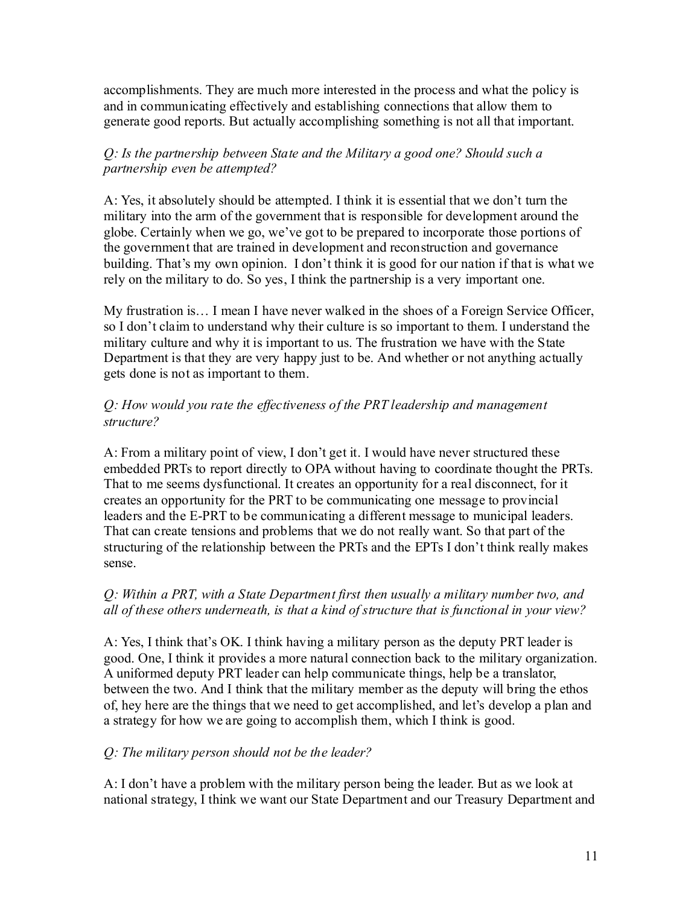accomplishments. They are much more interested in the process and what the policy is and in communicating effectively and establishing connections that allow them to generate good reports. But actually accomplishing something is not all that important.

*Q: Is the partnership between State and the Military a good one? Should such a partnership even be attempted?*

A: Yes, it absolutely should be attempted. I think it is essential that we don't turn the military into the arm of the government that is responsible for development around the globe. Certainly when we go, we've got to be prepared to incorporate those portions of the government that are trained in development and reconstruction and governance building. That's my own opinion. I don't think it is good for our nation if that is what we rely on the military to do. So yes, I think the partnership is a very important one.

My frustration is… I mean I have never walked in the shoes of a Foreign Service Officer, so I don't claim to understand why their culture is so important to them. I understand the military culture and why it is important to us. The frustration we have with the State Department is that they are very happy just to be. And whether or not anything actually gets done is not as important to them.

*Q: How would you rate the effectiveness of the PRT leadership and management structure?*

A: From a military point of view, I don't get it. I would have never structured these embedded PRTs to report directly to OPA without having to coordinate thought the PRTs. That to me seems dysfunctional. It creates an opportunity for a real disconnect, for it creates an opportunity for the PRT to be communicating one message to provincial leaders and the E-PRT to be communicating a different message to municipal leaders. That can create tensions and problems that we do not really want. So that part of the structuring of the relationship between the PRTs and the EPTs I don't think really makes sense.

*Q: Within a PRT, with a State Department first then usually a military number two, and all of these others underneath, is that a kind of structure that is functional in your view?*

A: Yes, I think that's OK. I think having a military person as the deputy PRT leader is good. One, I think it provides a more natural connection back to the military organization. A uniformed deputy PRT leader can help communicate things, help be a translator, between the two. And I think that the military member as the deputy will bring the ethos of, hey here are the things that we need to get accomplished, and let's develop a plan and a strategy for how we are going to accomplish them, which I think is good.

*Q: The military person should not be the leader?*

A: I don't have a problem with the military person being the leader. But as we look at national strategy, I think we want our State Department and our Treasury Department and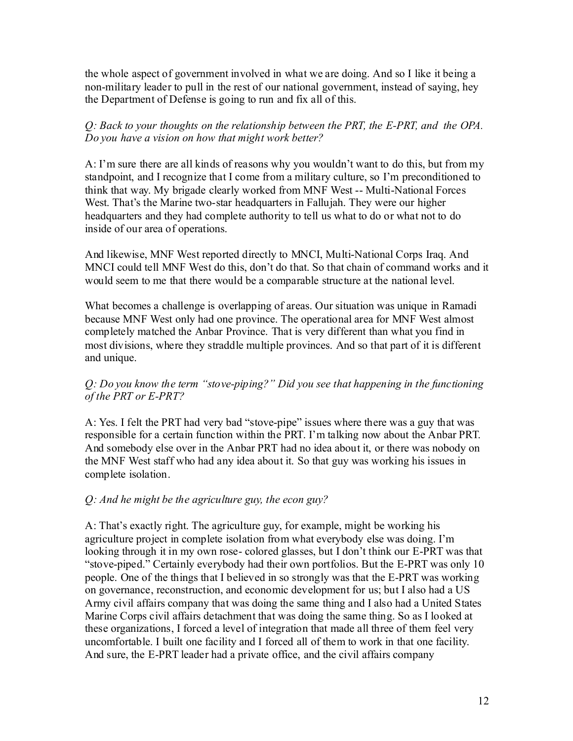the whole aspect of government involved in what we are doing. And so I like it being a non-military leader to pull in the rest of our national government, instead of saying, hey the Department of Defense is going to run and fix all of this.

*Q: Back to your thoughts on the relationship between the PRT, the E-PRT, and the OPA. Do you have a vision on how that might work better?*

A: I'm sure there are all kinds of reasons why you wouldn't want to do this, but from my standpoint, and I recognize that I come from a military culture, so I'm preconditioned to think that way. My brigade clearly worked from MNF West -- Multi-National Forces West. That's the Marine two-star headquarters in Fallujah. They were our higher headquarters and they had complete authority to tell us what to do or what not to do inside of our area of operations.

And likewise, MNF West reported directly to MNCI, Multi-National Corps Iraq. And MNCI could tell MNF West do this, don't do that. So that chain of command works and it would seem to me that there would be a comparable structure at the national level.

What becomes a challenge is overlapping of areas. Our situation was unique in Ramadi because MNF West only had one province. The operational area for MNF West almost completely matched the Anbar Province. That is very different than what you find in most divisions, where they straddle multiple provinces. And so that part of it is different and unique.

*Q: Do you know the term "stove-piping?" Did you see that happening in the functioning of the PRT or E-PRT?*

A: Yes. I felt the PRT had very bad "stove-pipe" issues where there was a guy that was responsible for a certain function within the PRT. I'm talking now about the Anbar PRT. And somebody else over in the Anbar PRT had no idea about it, or there was nobody on the MNF West staff who had any idea about it. So that guy was working his issues in complete isolation.

*Q: And he might be the agriculture guy, the econ guy?*

A: That's exactly right. The agriculture guy, for example, might be working his agriculture project in complete isolation from what everybody else was doing. I'm looking through it in my own rose- colored glasses, but I don't think our E-PRT was that "stove-piped." Certainly everybody had their own portfolios. But the E-PRT was only 10 people. One of the things that I believed in so strongly was that the E-PRT was working on governance, reconstruction, and economic development for us; but I also had a US Army civil affairs company that was doing the same thing and I also had a United States Marine Corps civil affairs detachment that was doing the same thing. So as I looked at these organizations, I forced a level of integration that made all three of them feel very uncomfortable. I built one facility and I forced all of them to work in that one facility. And sure, the E-PRT leader had a private office, and the civil affairs company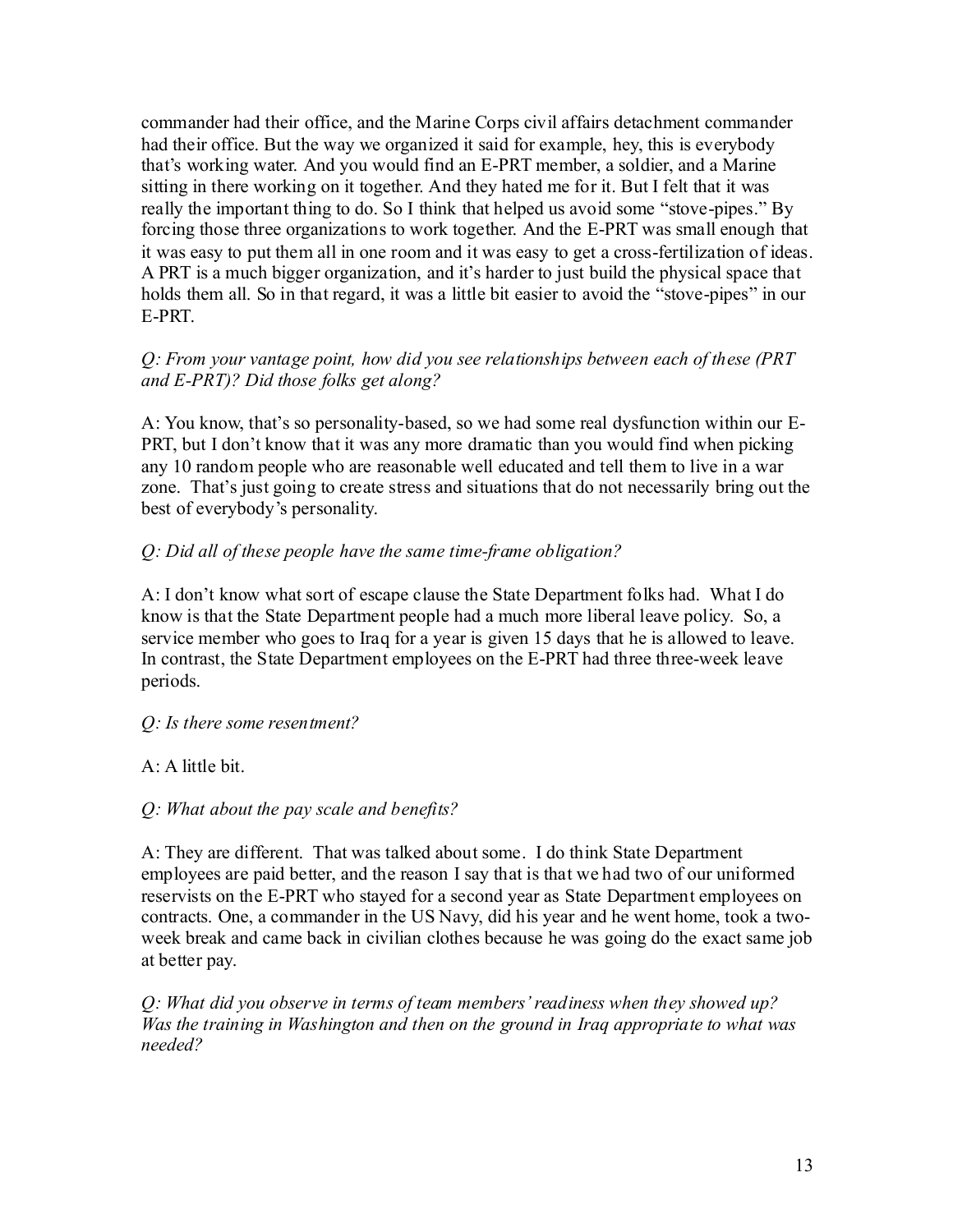commander had their office, and the Marine Corps civil affairs detachment commander had their office. But the way we organized it said for example, hey, this is everybody that's working water. And you would find an E-PRT member, a soldier, and a Marine sitting in there working on it together. And they hated me for it. But I felt that it was really the important thing to do. So I think that helped us avoid some "stove-pipes." By forcing those three organizations to work together. And the E-PRT was small enough that it was easy to put them all in one room and it was easy to get a cross-fertilization of ideas. A PRT is a much bigger organization, and it's harder to just build the physical space that holds them all. So in that regard, it was a little bit easier to avoid the "stove-pipes" in our E-PRT.

*Q: From your vantage point, how did you see relationships between each of these (PRT and E-PRT)? Did those folks get along?*

A: You know, that's so personality-based, so we had some real dysfunction within our E-PRT, but I don't know that it was any more dramatic than you would find when picking any 10 random people who are reasonable well educated and tell them to live in a war zone. That's just going to create stress and situations that do not necessarily bring out the best of everybody's personality.

*Q: Did all of these people have the same time-frame obligation?*

A: I don't know what sort of escape clause the State Department folks had. What I do know is that the State Department people had a much more liberal leave policy. So, a service member who goes to Iraq for a year is given 15 days that he is allowed to leave. In contrast, the State Department employees on the E-PRT had three three-week leave periods.

*Q: Is there some resentment?*

A: A little bit.

*Q: What about the pay scale and benefits?*

A: They are different. That was talked about some. I do think State Department employees are paid better, and the reason I say that is that we had two of our uniformed reservists on the E-PRT who stayed for a second year as State Department employees on contracts. One, a commander in the US Navy, did his year and he went home, took a two-week break and came back in civilian clothes because he was going do the exact same job at better pay.

*Q: What did you observe in terms of team members' readiness when they showed up? Was the training in Washington and then on the ground in Iraq appropriate to what was needed?*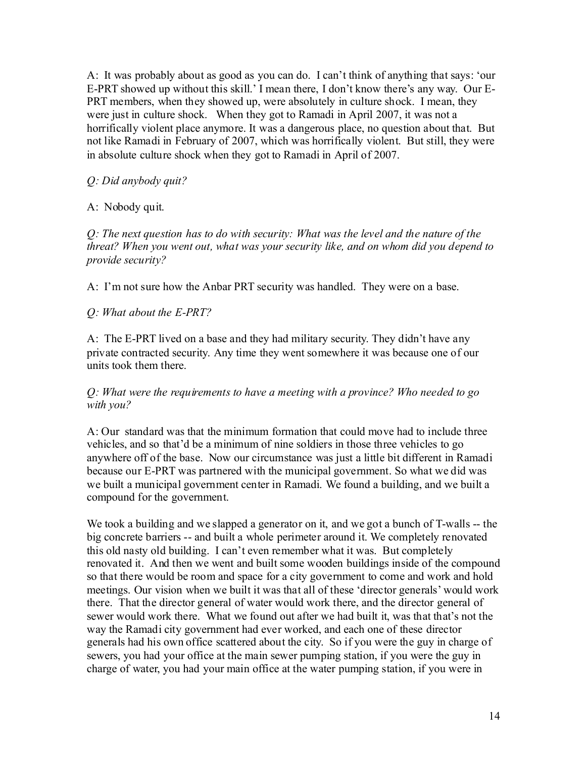A: It was probably about as good as you can do. I can't think of anything that says: 'our E-PRT showed up without this skill.' I mean there, I don't know there's any way. Our E-PRT members, when they showed up, were absolutely in culture shock. I mean, they were just in culture shock. When they got to Ramadi in April 2007, it was not a horrifically violent place anymore. It was a dangerous place, no question about that. But not like Ramadi in February of 2007, which was horrifically violent. But still, they were in absolute culture shock when they got to Ramadi in April of 2007.

*Q: Did anybody quit?*

A: Nobody quit.

*Q: The next question has to do with security: What was the level and the nature of the threat? When you went out, what was your security like, and on whom did you depend to provide security?*

A: I'm not sure how the Anbar PRT security was handled. They were on a base.

*Q: What about the E-PRT?*

A: The E-PRT lived on a base and they had military security. They didn't have any private contracted security. Any time they went somewhere it was because one of our units took them there.

*Q: What were the requirements to have a meeting with a province? Who needed to go with you?*

A: Our standard was that the minimum formation that could move had to include three vehicles, and so that'd be a minimum of nine soldiers in those three vehicles to go anywhere off of the base. Now our circumstance was just a little bit different in Ramadi because our E-PRT was partnered with the municipal government. So what we did was we built a municipal government center in Ramadi. We found a building, and we built a compound for the government.

We took a building and we slapped a generator on it, and we got a bunch of T-walls -- the big concrete barriers -- and built a whole perimeter around it. We completely renovated this old nasty old building. I can't even remember what it was. But completely renovated it. And then we went and built some wooden buildings inside of the compound so that there would be room and space for a city government to come and work and hold meetings. Our vision when we built it was that all of these 'director generals' would work there. That the director general of water would work there, and the director general of sewer would work there. What we found out after we had built it, was that that's not the way the Ramadi city government had ever worked, and each one of these director generals had his own office scattered about the city. So if you were the guy in charge of sewers, you had your office at the main sewer pumping station, if you were the guy in charge of water, you had your main office at the water pumping station, if you were in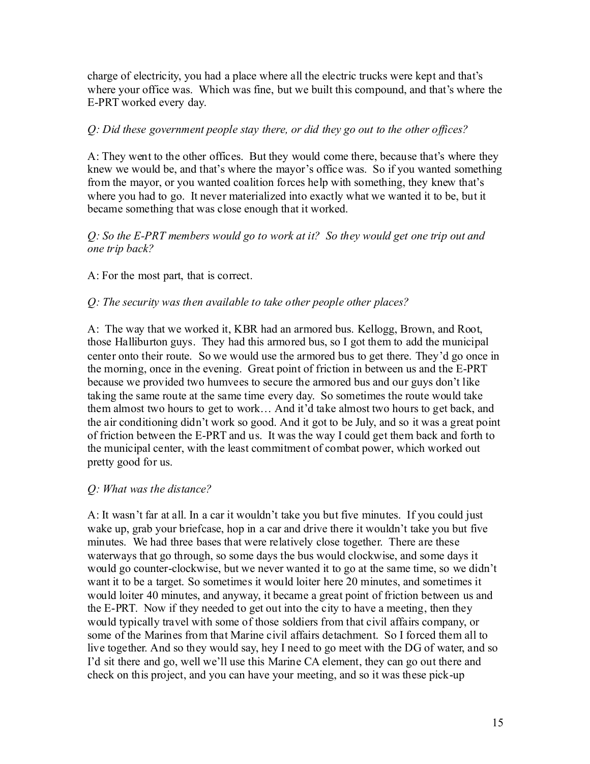charge of electricity, you had a place where all the electric trucks were kept and that's where your office was. Which was fine, but we built this compound, and that's where the E-PRT worked every day.

*Q: Did these government people stay there, or did they go out to the other offices?*

A: They went to the other offices. But they would come there, because that's where they knew we would be, and that's where the mayor's office was. So if you wanted something from the mayor, or you wanted coalition forces help with something, they knew that's where you had to go. It never materialized into exactly what we wanted it to be, but it became something that was close enough that it worked.

*Q: So the E-PRT members would go to work at it? So they would get one trip out and one trip back?*

A: For the most part, that is correct.

*Q: The security was then available to take other people other places?*

A: The way that we worked it, KBR had an armored bus. Kellogg, Brown, and Root, those Halliburton guys. They had this armored bus, so I got them to add the municipal center onto their route. So we would use the armored bus to get there. They'd go once in the morning, once in the evening. Great point of friction in between us and the E-PRT because we provided two humvees to secure the armored bus and our guys don't like taking the same route at the same time every day. So sometimes the route would take them almost two hours to get to work… And it'd take almost two hours to get back, and the air conditioning didn't work so good. And it got to be July, and so it was a great point of friction between the E-PRT and us. It was the way I could get them back and forth to the municipal center, with the least commitment of combat power, which worked out pretty good for us.

*Q: What was the distance?*

A: It wasn't far at all. In a car it wouldn't take you but five minutes. If you could just wake up, grab your briefcase, hop in a car and drive there it wouldn't take you but five minutes. We had three bases that were relatively close together. There are these waterways that go through, so some days the bus would clockwise, and some days it would go counter-clockwise, but we never wanted it to go at the same time, so we didn't want it to be a target. So sometimes it would loiter here 20 minutes, and sometimes it would loiter 40 minutes, and anyway, it became a great point of friction between us and the E-PRT. Now if they needed to get out into the city to have a meeting, then they would typically travel with some of those soldiers from that civil affairs company, or some of the Marines from that Marine civil affairs detachment. So I forced them all to live together. And so they would say, hey I need to go meet with the DG of water, and so I'd sit there and go, well we'll use this Marine CA element, they can go out there and check on this project, and you can have your meeting, and so it was these pick-up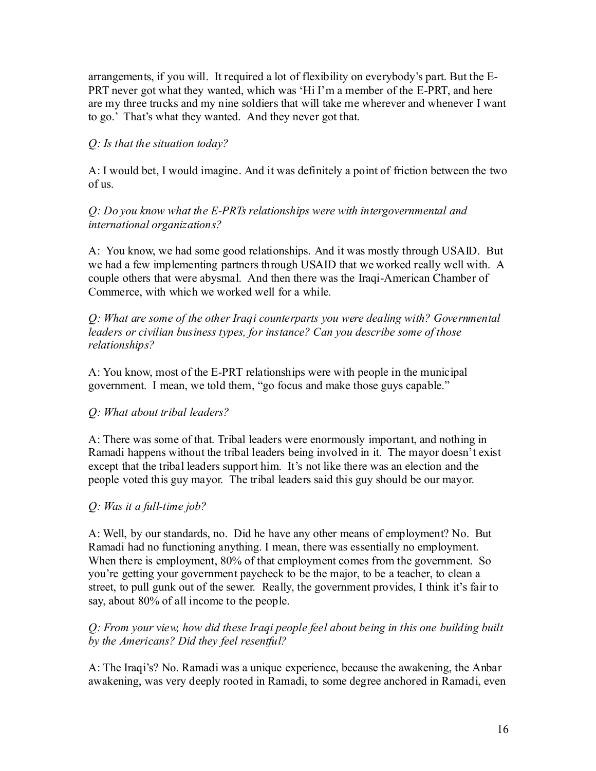arrangements, if you will. It required a lot of flexibility on everybody's part. But the E-PRT never got what they wanted, which was 'Hi I'm a member of the E-PRT, and here are my three trucks and my nine soldiers that will take me wherever and whenever I want to go.' That's what they wanted. And they never got that.

*Q: Is that the situation today?*

A: I would bet, I would imagine. And it was definitely a point of friction between the two of us.

*Q: Do you know what the E-PRTs relationships were with intergovernmental and international organizations?*

A: You know, we had some good relationships. And it was mostly through USAID. But we had a few implementing partners through USAID that we worked really well with. A couple others that were abysmal. And then there was the Iraqi-American Chamber of Commerce, with which we worked well for a while.

*Q: What are some of the other Iraqi counterparts you were dealing with? Governmental leaders or civilian business types, for instance? Can you describe some of those relationships?*

A: You know, most of the E-PRT relationships were with people in the municipal government. I mean, we told them, "go focus and make those guys capable."

*Q: What about tribal leaders?*

A: There was some of that. Tribal leaders were enormously important, and nothing in Ramadi happens without the tribal leaders being involved in it. The mayor doesn't exist except that the tribal leaders support him. It's not like there was an election and the people voted this guy mayor. The tribal leaders said this guy should be our mayor.

*Q: Was it a full-time job?*

A: Well, by our standards, no. Did he have any other means of employment? No. But Ramadi had no functioning anything. I mean, there was essentially no employment. When there is employment, 80% of that employment comes from the government. So you're getting your government paycheck to be the major, to be a teacher, to clean a street, to pull gunk out of the sewer. Really, the government provides, I think it's fair to say, about 80% of all income to the people.

*Q: From your view, how did these Iraqi people feel about being in this one building built by the Americans? Did they feel resentful?*

A: The Iraqi's? No. Ramadi was a unique experience, because the awakening, the Anbar awakening, was very deeply rooted in Ramadi, to some degree anchored in Ramadi, even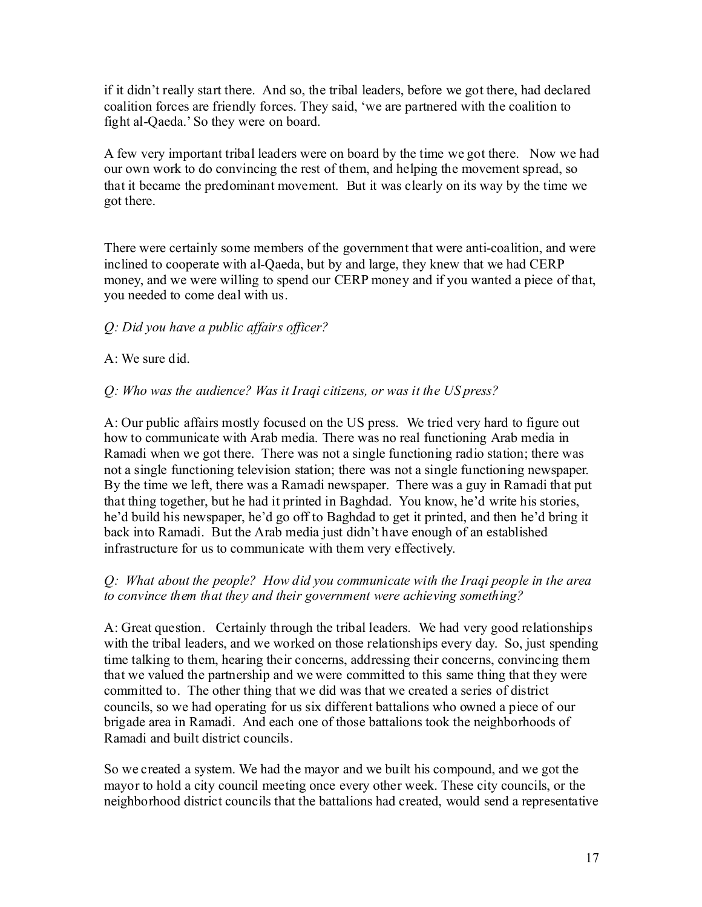if it didn't really start there. And so, the tribal leaders, before we got there, had declared coalition forces are friendly forces. They said, 'we are partnered with the coalition to fight al-Qaeda.' So they were on board.

A few very important tribal leaders were on board by the time we got there. Now we had our own work to do convincing the rest of them, and helping the movement spread, so that it became the predominant movement. But it was clearly on its way by the time we got there.

There were certainly some members of the government that were anti-coalition, and were inclined to cooperate with al-Qaeda, but by and large, they knew that we had CERP money, and we were willing to spend our CERP money and if you wanted a piece of that, you needed to come deal with us.

*Q: Did you have a public affairs officer?*

A: We sure did.

*Q: Who was the audience? Was it Iraqi citizens, or was it the US press?*

A: Our public affairs mostly focused on the US press. We tried very hard to figure out how to communicate with Arab media. There was no real functioning Arab media in Ramadi when we got there. There was not a single functioning radio station; there was not a single functioning television station; there was not a single functioning newspaper. By the time we left, there was a Ramadi newspaper. There was a guy in Ramadi that put that thing together, but he had it printed in Baghdad. You know, he'd write his stories, he'd build his newspaper, he'd go off to Baghdad to get it printed, and then he'd bring it back into Ramadi. But the Arab media just didn't have enough of an established infrastructure for us to communicate with them very effectively.

*Q: What about the people? How did you communicate with the Iraqi people in the area to convince them that they and their government were achieving something?*

A: Great question. Certainly through the tribal leaders. We had very good relationships with the tribal leaders, and we worked on those relationships every day. So, just spending time talking to them, hearing their concerns, addressing their concerns, convincing them that we valued the partnership and we were committed to this same thing that they were committed to. The other thing that we did was that we created a series of district councils, so we had operating for us six different battalions who owned a piece of our brigade area in Ramadi. And each one of those battalions took the neighborhoods of Ramadi and built district councils.

So we created a system. We had the mayor and we built his compound, and we got the mayor to hold a city council meeting once every other week. These city councils, or the neighborhood district councils that the battalions had created, would send a representative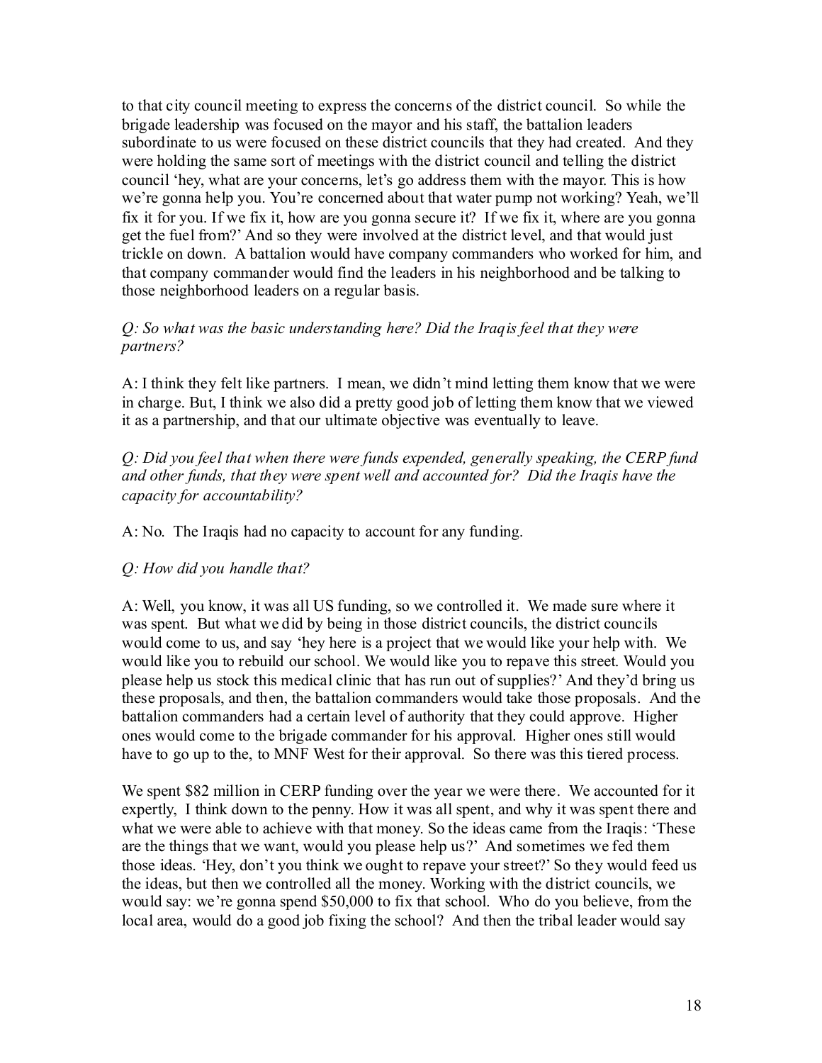to that city council meeting to express the concerns of the district council. So while the brigade leadership was focused on the mayor and his staff, the battalion leaders subordinate to us were focused on these district councils that they had created. And they were holding the same sort of meetings with the district council and telling the district council 'hey, what are your concerns, let's go address them with the mayor. This is how we're gonna help you. You're concerned about that water pump not working? Yeah, we'll fix it for you. If we fix it, how are you gonna secure it? If we fix it, where are you gonna get the fuel from?' And so they were involved at the district level, and that would just trickle on down. A battalion would have company commanders who worked for him, and that company commander would find the leaders in his neighborhood and be talking to those neighborhood leaders on a regular basis.

*Q: So what was the basic understanding here? Did the Iraqis feel that they were partners?*

A: I think they felt like partners. I mean, we didn't mind letting them know that we were in charge. But, I think we also did a pretty good job of letting them know that we viewed it as a partnership, and that our ultimate objective was eventually to leave.

*Q: Did you feel that when there were funds expended, generally speaking, the CERP fund and other funds, that they were spent well and accounted for? Did the Iraqis have the capacity for accountability?*

A: No. The Iraqis had no capacity to account for any funding.

*Q: How did you handle that?*

A: Well, you know, it was all US funding, so we controlled it. We made sure where it was spent. But what we did by being in those district councils, the district councils would come to us, and say 'hey here is a project that we would like your help with. We would like you to rebuild our school. We would like you to repave this street. Would you please help us stock this medical clinic that has run out of supplies?' And they'd bring us these proposals, and then, the battalion commanders would take those proposals. And the battalion commanders had a certain level of authority that they could approve. Higher ones would come to the brigade commander for his approval. Higher ones still would have to go up to the, to MNF West for their approval. So there was this tiered process.

We spent $82 million in CERP funding over the year we were there. We accounted for it expertly, I think down to the penny. How it was all spent, and why it was spent there and what we were able to achieve with that money. So the ideas came from the Iraqis: 'These are the things that we want, would you please help us?' And sometimes we fed them those ideas. 'Hey, don't you think we ought to repave your street?' So they would feed us the ideas, but then we controlled all the money. Working with the district councils, we would say: we're gonna spend $50,000 to fix that school. Who do you believe, from the local area, would do a good job fixing the school? And then the tribal leader would say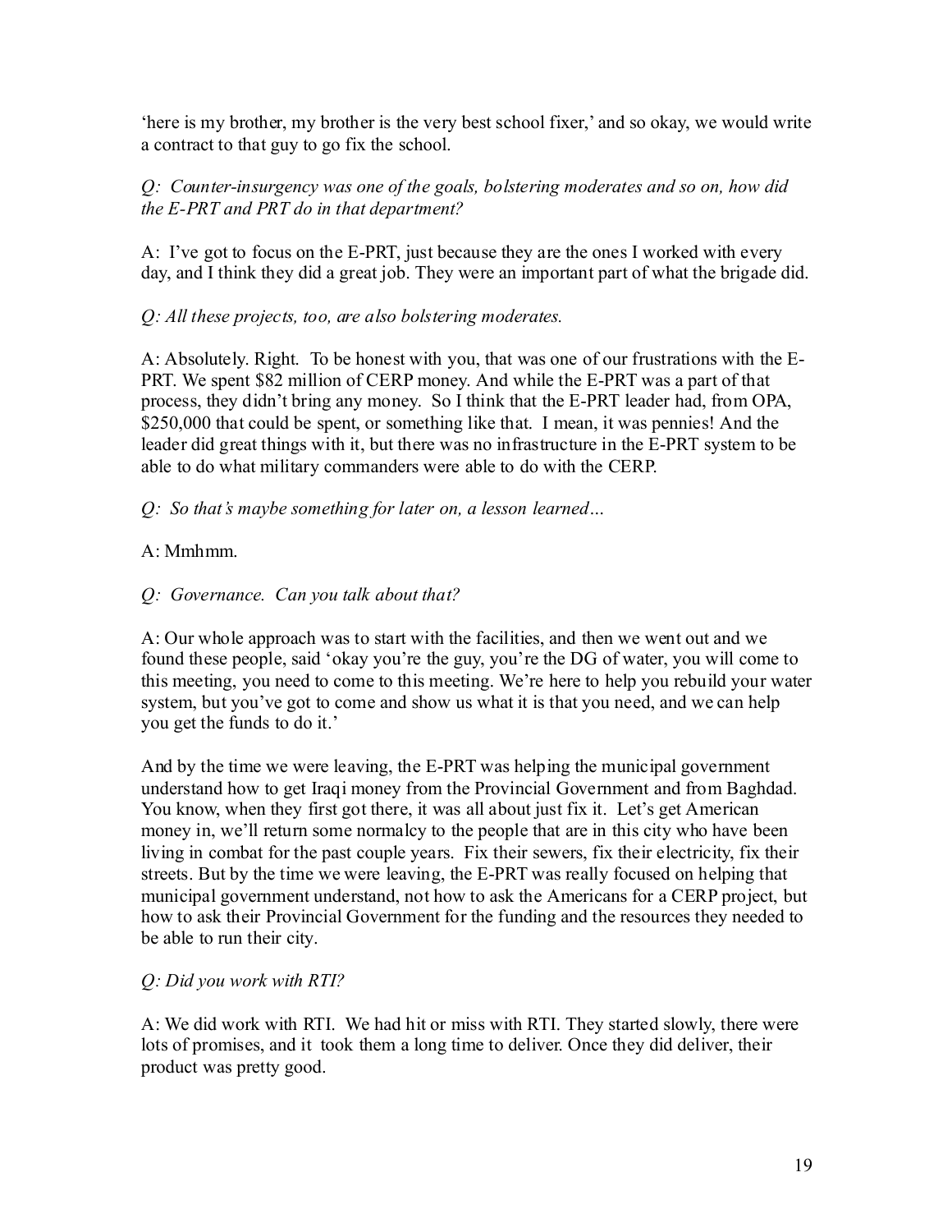'here is my brother, my brother is the very best school fixer,' and so okay, we would write a contract to that guy to go fix the school.

*Q: Counter-insurgency was one of the goals, bolstering moderates and so on, how did the E-PRT and PRT do in that department?*

A: I've got to focus on the E-PRT, just because they are the ones I worked with every day, and I think they did a great job. They were an important part of what the brigade did.

*Q: All these projects, too, are also bolstering moderates.*

A: Absolutely. Right. To be honest with you, that was one of our frustrations with the E-PRT. We spent $82 million of CERP money. And while the E-PRT was a part of that process, they didn't bring any money. So I think that the E-PRT leader had, from OPA, $250,000 that could be spent, or something like that. I mean, it was pennies! And the leader did great things with it, but there was no infrastructure in the E-PRT system to be able to do what military commanders were able to do with the CERP.

*Q: So that's maybe something for later on, a lesson learned…*

A: Mmhmm.

*Q: Governance. Can you talk about that?*

A: Our whole approach was to start with the facilities, and then we went out and we found these people, said 'okay you're the guy, you're the DG of water, you will come to this meeting, you need to come to this meeting. We're here to help you rebuild your water system, but you've got to come and show us what it is that you need, and we can help you get the funds to do it.'

And by the time we were leaving, the E-PRT was helping the municipal government understand how to get Iraqi money from the Provincial Government and from Baghdad. You know, when they first got there, it was all about just fix it. Let's get American money in, we'll return some normalcy to the people that are in this city who have been living in combat for the past couple years. Fix their sewers, fix their electricity, fix their streets. But by the time we were leaving, the E-PRT was really focused on helping that municipal government understand, not how to ask the Americans for a CERP project, but how to ask their Provincial Government for the funding and the resources they needed to be able to run their city.

*Q: Did you work with RTI?*

A: We did work with RTI. We had hit or miss with RTI. They started slowly, there were lots of promises, and it took them a long time to deliver. Once they did deliver, their product was pretty good.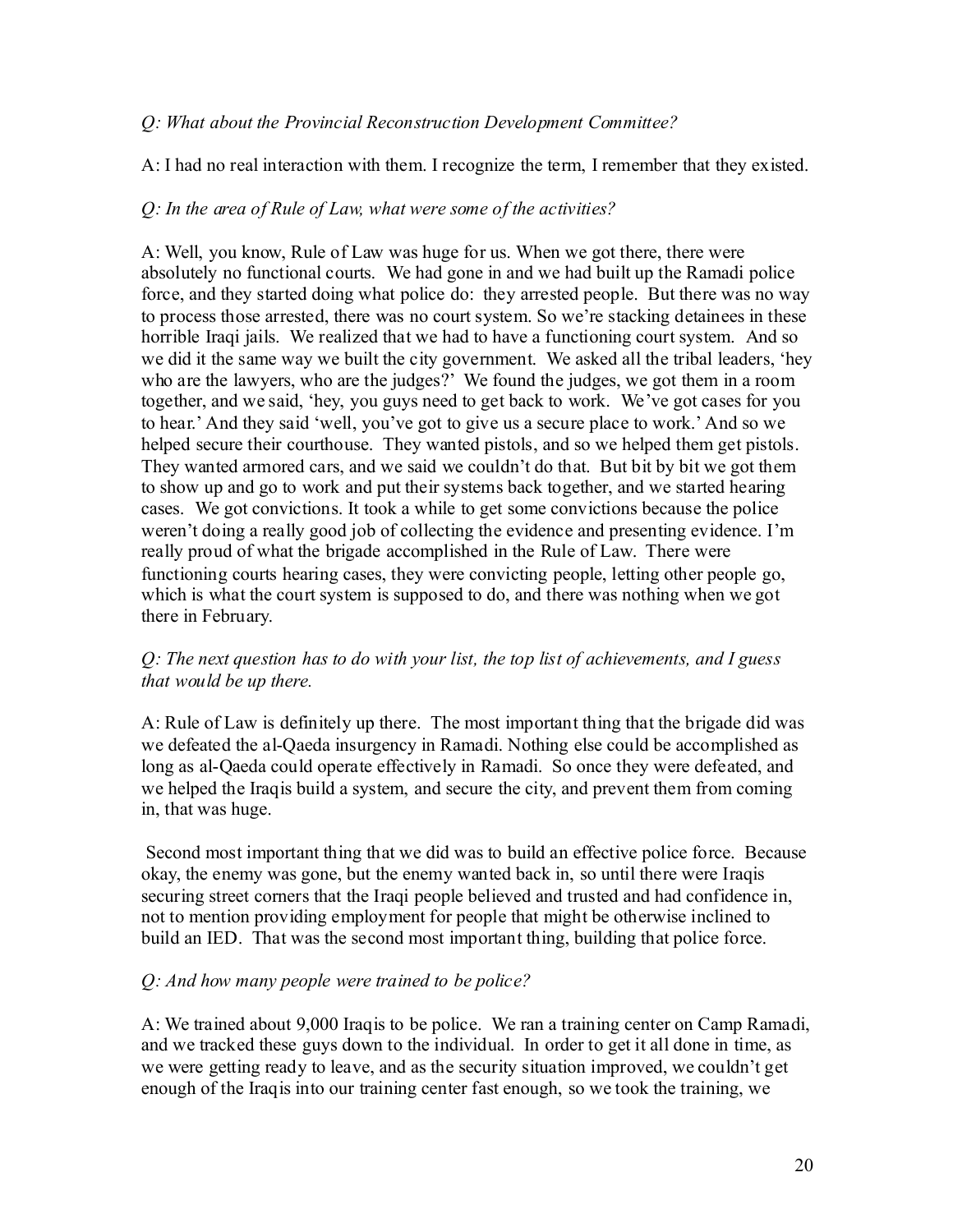*Q: What about the Provincial Reconstruction Development Committee?*

A: I had no real interaction with them. I recognize the term, I remember that they existed.

*Q: In the area of Rule of Law, what were some of the activities?*

A: Well, you know, Rule of Law was huge for us. When we got there, there were absolutely no functional courts. We had gone in and we had built up the Ramadi police force, and they started doing what police do: they arrested people. But there was no way to process those arrested, there was no court system. So we're stacking detainees in these horrible Iraqi jails. We realized that we had to have a functioning court system. And so we did it the same way we built the city government. We asked all the tribal leaders, 'hey who are the lawyers, who are the judges?' We found the judges, we got them in a room together, and we said, 'hey, you guys need to get back to work. We've got cases for you to hear.' And they said 'well, you've got to give us a secure place to work.' And so we helped secure their courthouse. They wanted pistols, and so we helped them get pistols. They wanted armored cars, and we said we couldn't do that. But bit by bit we got them to show up and go to work and put their systems back together, and we started hearing cases. We got convictions. It took a while to get some convictions because the police weren't doing a really good job of collecting the evidence and presenting evidence. I'm really proud of what the brigade accomplished in the Rule of Law. There were functioning courts hearing cases, they were convicting people, letting other people go, which is what the court system is supposed to do, and there was nothing when we got there in February.

*Q: The next question has to do with your list, the top list of achievements, and I guess that would be up there.*

A: Rule of Law is definitely up there. The most important thing that the brigade did was we defeated the al-Qaeda insurgency in Ramadi. Nothing else could be accomplished as long as al-Qaeda could operate effectively in Ramadi. So once they were defeated, and we helped the Iraqis build a system, and secure the city, and prevent them from coming in, that was huge.

Second most important thing that we did was to build an effective police force. Because okay, the enemy was gone, but the enemy wanted back in, so until there were Iraqis securing street corners that the Iraqi people believed and trusted and had confidence in, not to mention providing employment for people that might be otherwise inclined to build an IED. That was the second most important thing, building that police force.

*Q: And how many people were trained to be police?*

A: We trained about 9,000 Iraqis to be police. We ran a training center on Camp Ramadi, and we tracked these guys down to the individual. In order to get it all done in time, as we were getting ready to leave, and as the security situation improved, we couldn't get enough of the Iraqis into our training center fast enough, so we took the training, we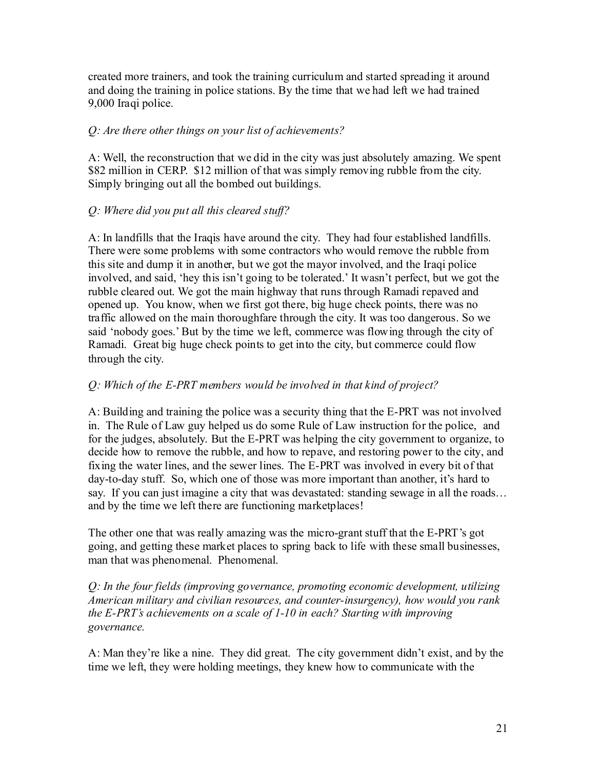created more trainers, and took the training curriculum and started spreading it around and doing the training in police stations. By the time that we had left we had trained 9,000 Iraqi police.

*Q: Are there other things on your list of achievements?*

A: Well, the reconstruction that we did in the city was just absolutely amazing. We spent $82 million in CERP. $12 million of that was simply removing rubble from the city. Simply bringing out all the bombed out buildings.

*Q: Where did you put all this cleared stuff?*

A: In landfills that the Iraqis have around the city. They had four established landfills. There were some problems with some contractors who would remove the rubble from this site and dump it in another, but we got the mayor involved, and the Iraqi police involved, and said, 'hey this isn't going to be tolerated.' It wasn't perfect, but we got the rubble cleared out. We got the main highway that runs through Ramadi repaved and opened up. You know, when we first got there, big huge check points, there was no traffic allowed on the main thoroughfare through the city. It was too dangerous. So we said 'nobody goes.' But by the time we left, commerce was flowing through the city of Ramadi. Great big huge check points to get into the city, but commerce could flow through the city.

*Q: Which of the E-PRT members would be involved in that kind of project?*

A: Building and training the police was a security thing that the E-PRT was not involved in. The Rule of Law guy helped us do some Rule of Law instruction for the police, and for the judges, absolutely. But the E-PRT was helping the city government to organize, to decide how to remove the rubble, and how to repave, and restoring power to the city, and fixing the water lines, and the sewer lines. The E-PRT was involved in every bit of that day-to-day stuff. So, which one of those was more important than another, it's hard to say. If you can just imagine a city that was devastated: standing sewage in all the roads… and by the time we left there are functioning marketplaces!

The other one that was really amazing was the micro-grant stuff that the E-PRT's got going, and getting these market places to spring back to life with these small businesses, man that was phenomenal. Phenomenal.

*Q: In the four fields (improving governance, promoting economic development, utilizing American military and civilian resources, and counter-insurgency), how would you rank the E-PRT's achievements on a scale of 1-10 in each? Starting with improving governance.*

A: Man they're like a nine. They did great. The city government didn't exist, and by the time we left, they were holding meetings, they knew how to communicate with the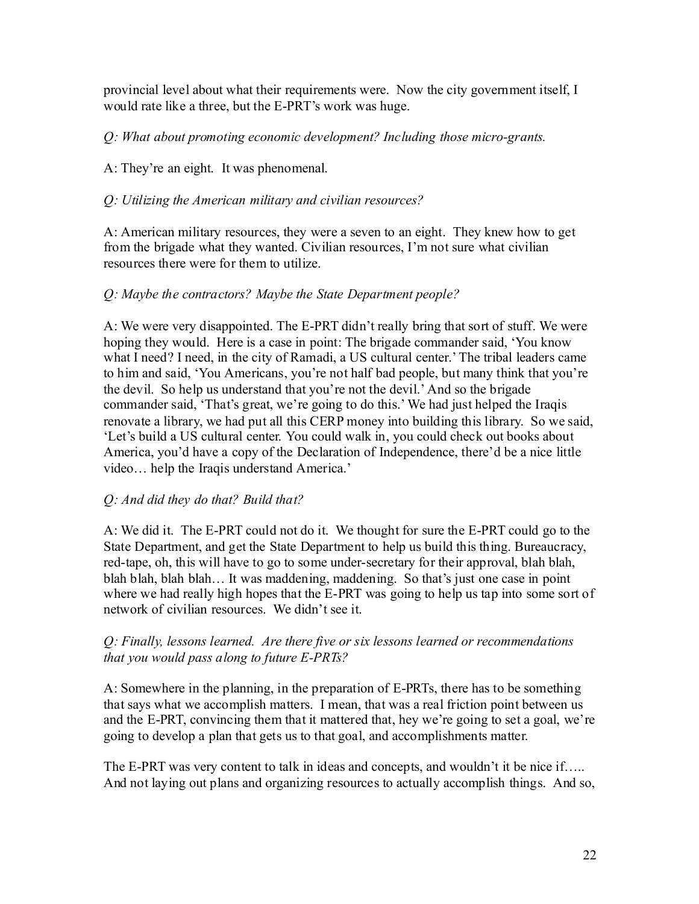provincial level about what their requirements were. Now the city government itself, I would rate like a three, but the E-PRT's work was huge.

*Q: What about promoting economic development? Including those micro-grants.*

A: They're an eight. It was phenomenal.

*Q: Utilizing the American military and civilian resources?*

A: American military resources, they were a seven to an eight. They knew how to get from the brigade what they wanted. Civilian resources, I'm not sure what civilian resources there were for them to utilize.

*Q: Maybe the contractors? Maybe the State Department people?*

A: We were very disappointed. The E-PRT didn't really bring that sort of stuff. We were hoping they would. Here is a case in point: The brigade commander said, 'You know what I need? I need, in the city of Ramadi, a US cultural center.' The tribal leaders came to him and said, 'You Americans, you're not half bad people, but many think that you're the devil. So help us understand that you're not the devil.' And so the brigade commander said, 'That's great, we're going to do this.' We had just helped the Iraqis renovate a library, we had put all this CERP money into building this library. So we said, 'Let's build a US cultural center. You could walk in, you could check out books about America, you'd have a copy of the Declaration of Independence, there'd be a nice little video… help the Iraqis understand America.'

*Q: And did they do that? Build that?*

A: We did it. The E-PRT could not do it. We thought for sure the E-PRT could go to the State Department, and get the State Department to help us build this thing. Bureaucracy, red-tape, oh, this will have to go to some under-secretary for their approval, blah blah, blah blah, blah blah… It was maddening, maddening. So that's just one case in point where we had really high hopes that the E-PRT was going to help us tap into some sort of network of civilian resources. We didn't see it.

*Q: Finally, lessons learned. Are there five or six lessons learned or recommendations that you would pass along to future E-PRTs?*

A: Somewhere in the planning, in the preparation of E-PRTs, there has to be something that says what we accomplish matters. I mean, that was a real friction point between us and the E-PRT, convincing them that it mattered that, hey we're going to set a goal, we're going to develop a plan that gets us to that goal, and accomplishments matter.

The E-PRT was very content to talk in ideas and concepts, and wouldn't it be nice if….. And not laying out plans and organizing resources to actually accomplish things. And so,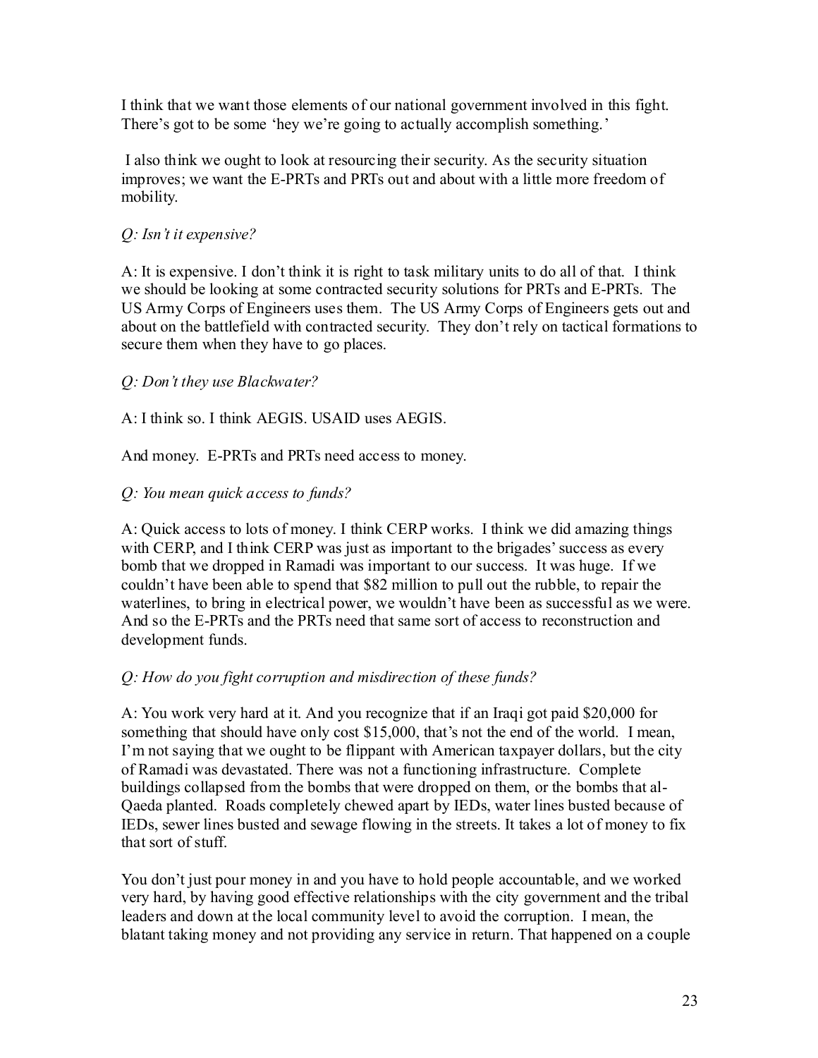I think that we want those elements of our national government involved in this fight. There's got to be some 'hey we're going to actually accomplish something.'

I also think we ought to look at resourcing their security. As the security situation improves; we want the E-PRTs and PRTs out and about with a little more freedom of mobility.

*Q: Isn't it expensive?*

A: It is expensive. I don't think it is right to task military units to do all of that. I think we should be looking at some contracted security solutions for PRTs and E-PRTs. The US Army Corps of Engineers uses them. The US Army Corps of Engineers gets out and about on the battlefield with contracted security. They don't rely on tactical formations to secure them when they have to go places.

*Q: Don't they use Blackwater?*

A: I think so. I think AEGIS. USAID uses AEGIS.

And money. E-PRTs and PRTs need access to money.

*Q: You mean quick access to funds?*

A: Quick access to lots of money. I think CERP works. I think we did amazing things with CERP, and I think CERP was just as important to the brigades' success as every bomb that we dropped in Ramadi was important to our success. It was huge. If we couldn't have been able to spend that $82 million to pull out the rubble, to repair the waterlines, to bring in electrical power, we wouldn't have been as successful as we were. And so the E-PRTs and the PRTs need that same sort of access to reconstruction and development funds.

*Q: How do you fight corruption and misdirection of these funds?*

A: You work very hard at it. And you recognize that if an Iraqi got paid $20,000 for something that should have only cost $15,000, that's not the end of the world. I mean, I'm not saying that we ought to be flippant with American taxpayer dollars, but the city of Ramadi was devastated. There was not a functioning infrastructure. Complete buildings collapsed from the bombs that were dropped on them, or the bombs that al-Qaeda planted. Roads completely chewed apart by IEDs, water lines busted because of IEDs, sewer lines busted and sewage flowing in the streets. It takes a lot of money to fix that sort of stuff.

You don't just pour money in and you have to hold people accountable, and we worked very hard, by having good effective relationships with the city government and the tribal leaders and down at the local community level to avoid the corruption. I mean, the blatant taking money and not providing any service in return. That happened on a couple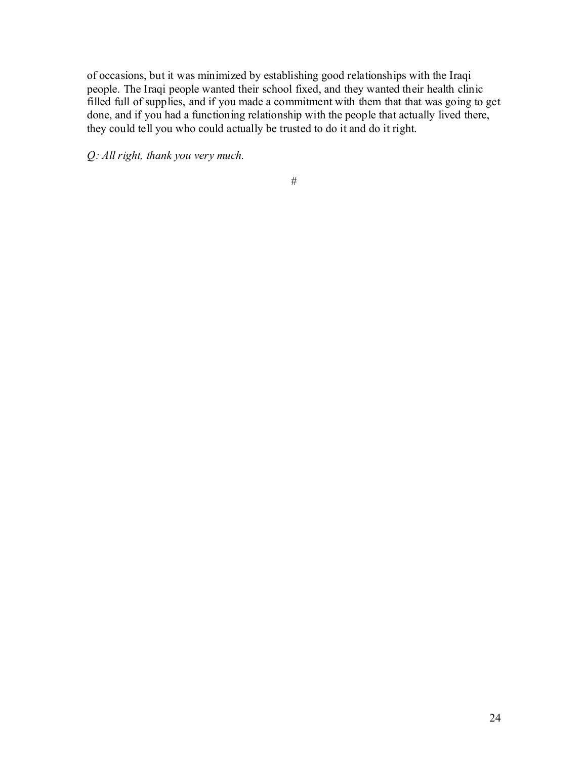of occasions, but it was minimized by establishing good relationships with the Iraqi people. The Iraqi people wanted their school fixed, and they wanted their health clinic filled full of supplies, and if you made a commitment with them that that was going to get done, and if you had a functioning relationship with the people that actually lived there, they could tell you who could actually be trusted to do it and do it right.

*Q: All right, thank you very much.*

#